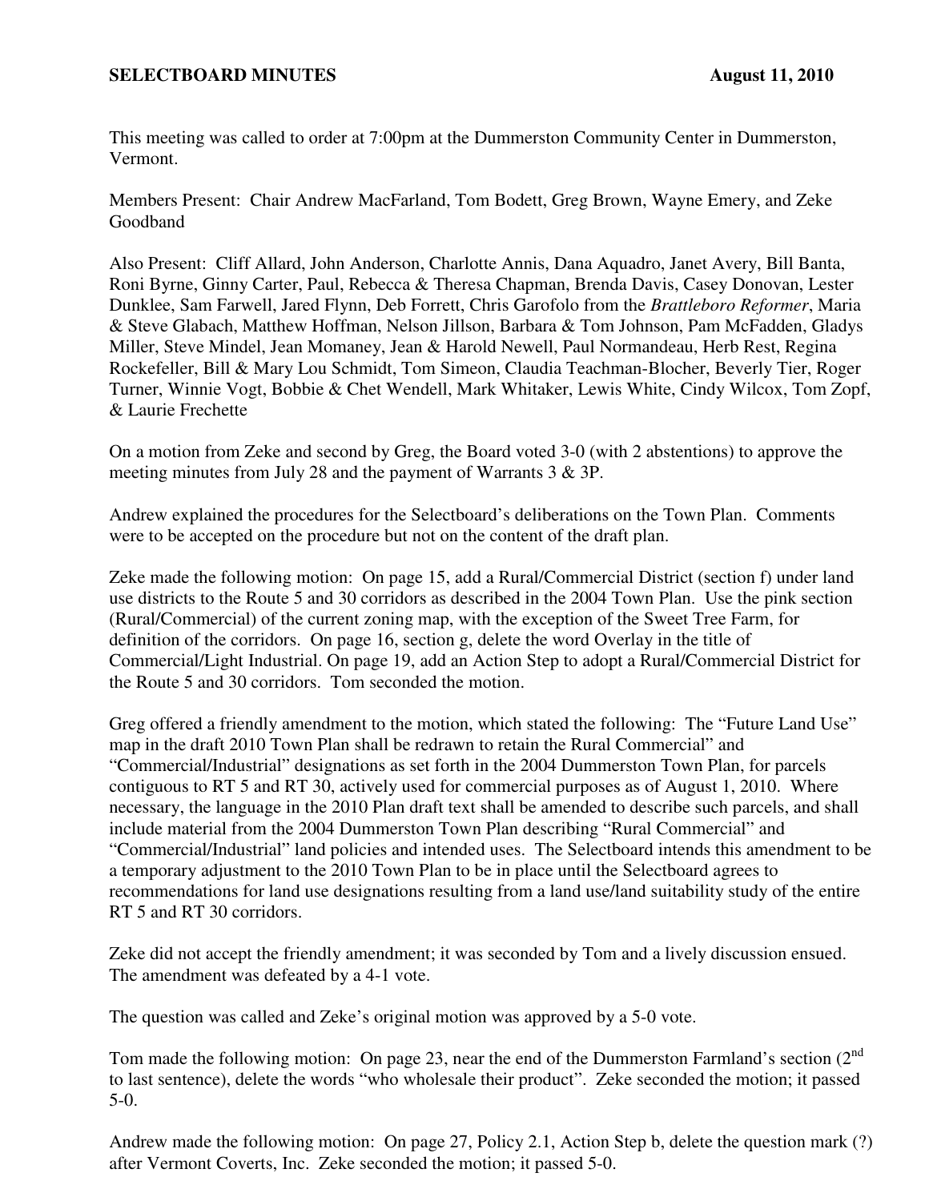**SELECTBOARD MINUTES August 11, 2010**

This meeting was called to order at 7:00pm at the Dummerston Community Center in Dummerston, Vermont.

Members Present: Chair Andrew MacFarland, Tom Bodett, Greg Brown, Wayne Emery, and Zeke Goodband

Also Present: Cliff Allard, John Anderson, Charlotte Annis, Dana Aquadro, Janet Avery, Bill Banta, Roni Byrne, Ginny Carter, Paul, Rebecca & Theresa Chapman, Brenda Davis, Casey Donovan, Lester Dunklee, Sam Farwell, Jared Flynn, Deb Forrett, Chris Garofolo from the *Brattleboro Reformer*, Maria & Steve Glabach, Matthew Hoffman, Nelson Jillson, Barbara & Tom Johnson, Pam McFadden, Gladys Miller, Steve Mindel, Jean Momaney, Jean & Harold Newell, Paul Normandeau, Herb Rest, Regina Rockefeller, Bill & Mary Lou Schmidt, Tom Simeon, Claudia Teachman-Blocher, Beverly Tier, Roger Turner, Winnie Vogt, Bobbie & Chet Wendell, Mark Whitaker, Lewis White, Cindy Wilcox, Tom Zopf, & Laurie Frechette

On a motion from Zeke and second by Greg, the Board voted 3-0 (with 2 abstentions) to approve the meeting minutes from July 28 and the payment of Warrants 3 & 3P.

Andrew explained the procedures for the Selectboard's deliberations on the Town Plan. Comments were to be accepted on the procedure but not on the content of the draft plan.

Zeke made the following motion: On page 15, add a Rural/Commercial District (section f) under land use districts to the Route 5 and 30 corridors as described in the 2004 Town Plan. Use the pink section (Rural/Commercial) of the current zoning map, with the exception of the Sweet Tree Farm, for definition of the corridors. On page 16, section g, delete the word Overlay in the title of Commercial/Light Industrial. On page 19, add an Action Step to adopt a Rural/Commercial District for the Route 5 and 30 corridors. Tom seconded the motion.

Greg offered a friendly amendment to the motion, which stated the following: The "Future Land Use" map in the draft 2010 Town Plan shall be redrawn to retain the Rural Commercial" and "Commercial/Industrial" designations as set forth in the 2004 Dummerston Town Plan, for parcels contiguous to RT 5 and RT 30, actively used for commercial purposes as of August 1, 2010. Where necessary, the language in the 2010 Plan draft text shall be amended to describe such parcels, and shall include material from the 2004 Dummerston Town Plan describing "Rural Commercial" and "Commercial/Industrial" land policies and intended uses. The Selectboard intends this amendment to be a temporary adjustment to the 2010 Town Plan to be in place until the Selectboard agrees to recommendations for land use designations resulting from a land use/land suitability study of the entire RT 5 and RT 30 corridors.

Zeke did not accept the friendly amendment; it was seconded by Tom and a lively discussion ensued. The amendment was defeated by a 4-1 vote.

The question was called and Zeke's original motion was approved by a 5-0 vote.

Tom made the following motion: On page 23, near the end of the Dummerston Farmland's section (2nd to last sentence), delete the words "who wholesale their product". Zeke seconded the motion; it passed 5-0.

Andrew made the following motion: On page 27, Policy 2.1, Action Step b, delete the question mark (?) after Vermont Coverts, Inc. Zeke seconded the motion; it passed 5-0.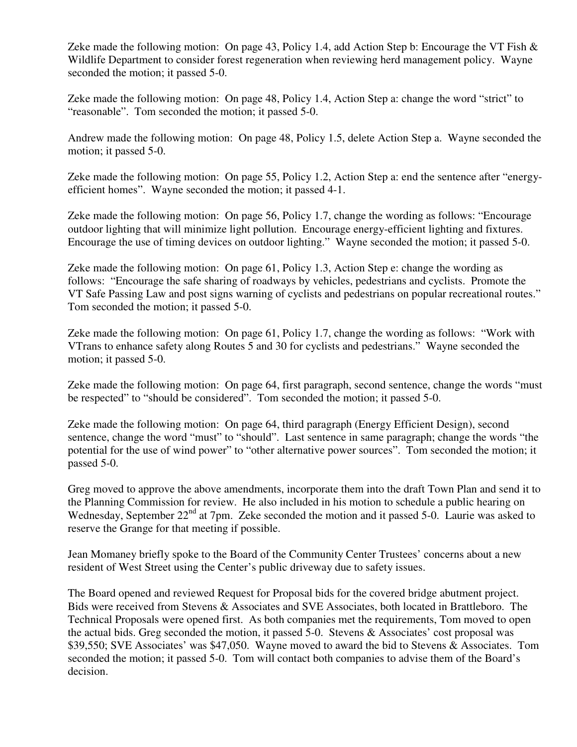Zeke made the following motion: On page 43, Policy 1.4, add Action Step b: Encourage the VT Fish & Wildlife Department to consider forest regeneration when reviewing herd management policy. Wayne seconded the motion; it passed 5-0.

Zeke made the following motion: On page 48, Policy 1.4, Action Step a: change the word "strict" to "reasonable". Tom seconded the motion; it passed 5-0.

Andrew made the following motion: On page 48, Policy 1.5, delete Action Step a. Wayne seconded the motion; it passed 5-0.

Zeke made the following motion: On page 55, Policy 1.2, Action Step a: end the sentence after "energy-efficient homes". Wayne seconded the motion; it passed 4-1.

Zeke made the following motion: On page 56, Policy 1.7, change the wording as follows: "Encourage outdoor lighting that will minimize light pollution. Encourage energy-efficient lighting and fixtures. Encourage the use of timing devices on outdoor lighting." Wayne seconded the motion; it passed 5-0.

Zeke made the following motion: On page 61, Policy 1.3, Action Step e: change the wording as follows: "Encourage the safe sharing of roadways by vehicles, pedestrians and cyclists. Promote the VT Safe Passing Law and post signs warning of cyclists and pedestrians on popular recreational routes." Tom seconded the motion; it passed 5-0.

Zeke made the following motion: On page 61, Policy 1.7, change the wording as follows: "Work with VTrans to enhance safety along Routes 5 and 30 for cyclists and pedestrians." Wayne seconded the motion; it passed 5-0.

Zeke made the following motion: On page 64, first paragraph, second sentence, change the words "must be respected" to "should be considered". Tom seconded the motion; it passed 5-0.

Zeke made the following motion: On page 64, third paragraph (Energy Efficient Design), second sentence, change the word "must" to "should". Last sentence in same paragraph; change the words "the potential for the use of wind power" to "other alternative power sources". Tom seconded the motion; it passed 5-0.

Greg moved to approve the above amendments, incorporate them into the draft Town Plan and send it to the Planning Commission for review. He also included in his motion to schedule a public hearing on Wednesday, September 22nd at 7pm. Zeke seconded the motion and it passed 5-0. Laurie was asked to reserve the Grange for that meeting if possible.

Jean Momaney briefly spoke to the Board of the Community Center Trustees' concerns about a new resident of West Street using the Center's public driveway due to safety issues.

The Board opened and reviewed Request for Proposal bids for the covered bridge abutment project. Bids were received from Stevens & Associates and SVE Associates, both located in Brattleboro. The Technical Proposals were opened first. As both companies met the requirements, Tom moved to open the actual bids. Greg seconded the motion, it passed 5-0. Stevens & Associates' cost proposal was $39,550; SVE Associates' was $47,050. Wayne moved to award the bid to Stevens & Associates. Tom seconded the motion; it passed 5-0. Tom will contact both companies to advise them of the Board's decision.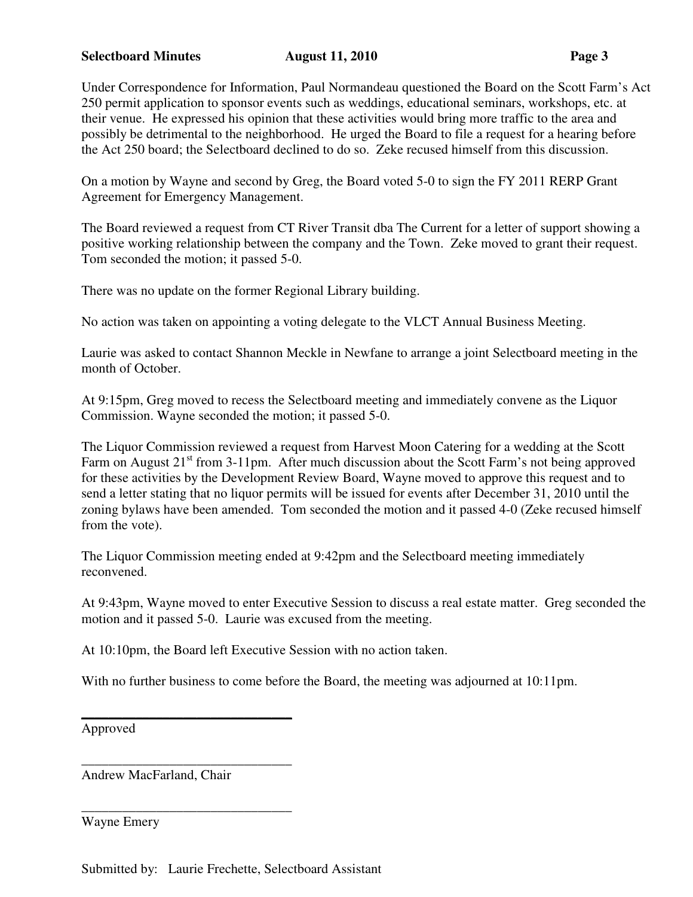Under Correspondence for Information, Paul Normandeau questioned the Board on the Scott Farm's Act 250 permit application to sponsor events such as weddings, educational seminars, workshops, etc. at their venue. He expressed his opinion that these activities would bring more traffic to the area and possibly be detrimental to the neighborhood. He urged the Board to file a request for a hearing before the Act 250 board; the Selectboard declined to do so. Zeke recused himself from this discussion.

On a motion by Wayne and second by Greg, the Board voted 5-0 to sign the FY 2011 RERP Grant Agreement for Emergency Management.

The Board reviewed a request from CT River Transit dba The Current for a letter of support showing a positive working relationship between the company and the Town. Zeke moved to grant their request. Tom seconded the motion; it passed 5-0.

There was no update on the former Regional Library building.

No action was taken on appointing a voting delegate to the VLCT Annual Business Meeting.

Laurie was asked to contact Shannon Meckle in Newfane to arrange a joint Selectboard meeting in the month of October.

At 9:15pm, Greg moved to recess the Selectboard meeting and immediately convene as the Liquor Commission. Wayne seconded the motion; it passed 5-0.

The Liquor Commission reviewed a request from Harvest Moon Catering for a wedding at the Scott Farm on August 21st from 3-11pm. After much discussion about the Scott Farm's not being approved for these activities by the Development Review Board, Wayne moved to approve this request and to send a letter stating that no liquor permits will be issued for events after December 31, 2010 until the zoning bylaws have been amended. Tom seconded the motion and it passed 4-0 (Zeke recused himself from the vote).

The Liquor Commission meeting ended at 9:42pm and the Selectboard meeting immediately reconvened.

At 9:43pm, Wayne moved to enter Executive Session to discuss a real estate matter. Greg seconded the motion and it passed 5-0. Laurie was excused from the meeting.

At 10:10pm, the Board left Executive Session with no action taken.

With no further business to come before the Board, the meeting was adjourned at 10:11pm.

\_\_\_\_\_\_\_\_\_\_\_\_\_\_\_\_\_\_\_\_\_\_\_\_\_\_\_\_\_\_\_
Approved

\_\_\_\_\_\_\_\_\_\_\_\_\_\_\_\_\_\_\_\_\_\_\_\_\_\_\_\_\_\_\_
Andrew MacFarland, Chair

\_\_\_\_\_\_\_\_\_\_\_\_\_\_\_\_\_\_\_\_\_\_\_\_\_\_\_\_\_\_\_
Wayne Emery

Submitted by: Laurie Frechette, Selectboard Assistant